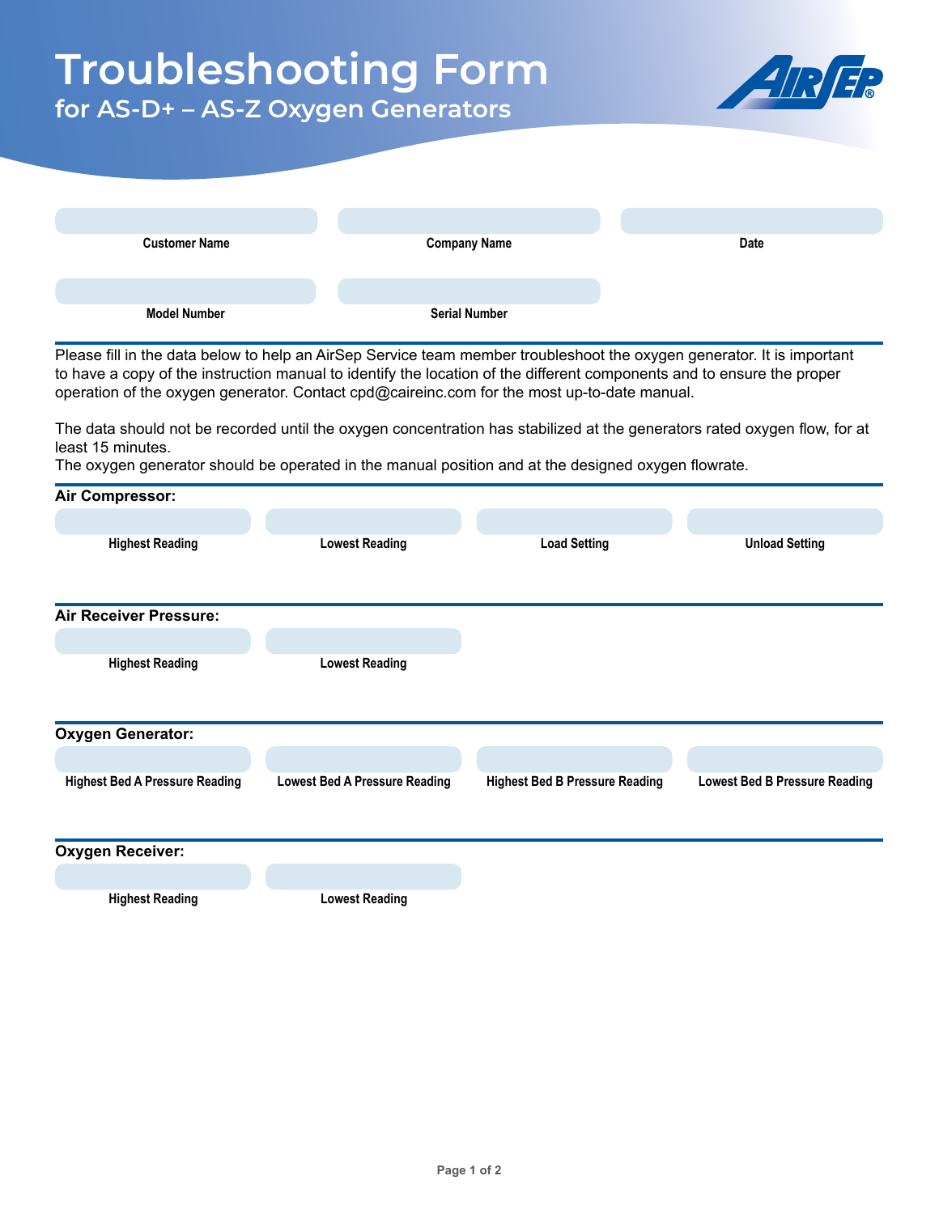# Troubleshooting Form

## for AS-D+ – AS-Z Oxygen Generators

| Customer Name | Company Name | Date |
|---|---|---|
| | | |

| Model Number | Serial Number |
|---|---|
| | |

Please fill in the data below to help an AirSep Service team member troubleshoot the oxygen generator. It is important to have a copy of the instruction manual to identify the location of the different components and to ensure the proper operation of the oxygen generator. Contact cpd@caireinc.com for the most up-to-date manual.

The data should not be recorded until the oxygen concentration has stabilized at the generators rated oxygen flow, for at least 15 minutes.
The oxygen generator should be operated in the manual position and at the designed oxygen flowrate.

### Air Compressor:

| Highest Reading | Lowest Reading | Load Setting | Unload Setting |
|---|---|---|---|
| | | | |

### Air Receiver Pressure:

| Highest Reading | Lowest Reading |
|---|---|
| | |

### Oxygen Generator:

| Highest Bed A Pressure Reading | Lowest Bed A Pressure Reading | Highest Bed B Pressure Reading | Lowest Bed B Pressure Reading |
|---|---|---|---|
| | | | |

### Oxygen Receiver:

| Highest Reading | Lowest Reading |
|---|---|
| | |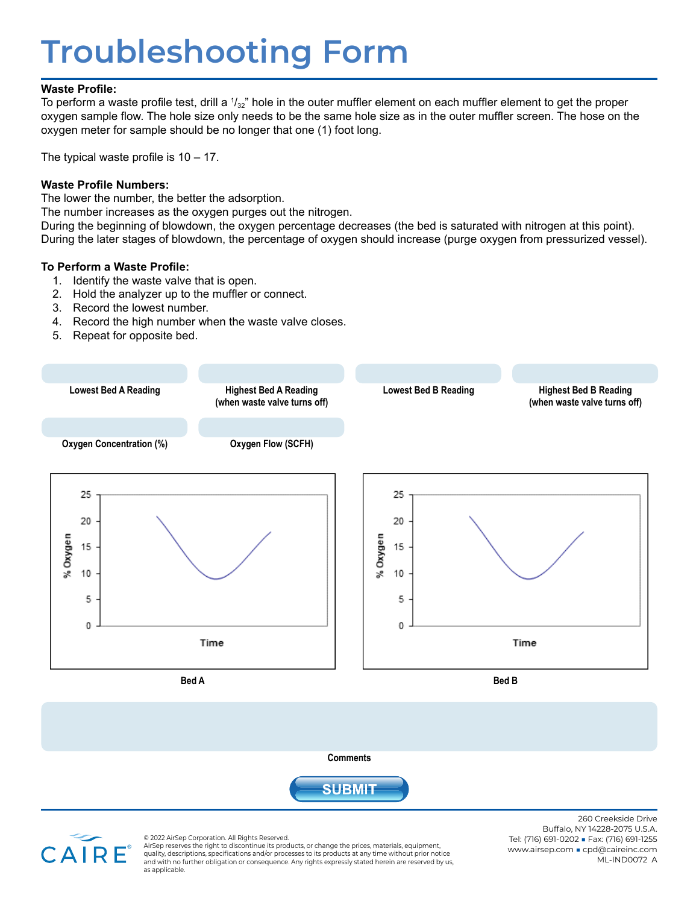# Troubleshooting Form

**Waste Profile:**
To perform a waste profile test, drill a 1/32" hole in the outer muffler element on each muffler element to get the proper oxygen sample flow. The hole size only needs to be the same hole size as in the outer muffler screen. The hose on the oxygen meter for sample should be no longer that one (1) foot long.

The typical waste profile is 10 – 17.

**Waste Profile Numbers:**
The lower the number, the better the adsorption.
The number increases as the oxygen purges out the nitrogen.
During the beginning of blowdown, the oxygen percentage decreases (the bed is saturated with nitrogen at this point).
During the later stages of blowdown, the percentage of oxygen should increase (purge oxygen from pressurized vessel).

**To Perform a Waste Profile:**

1. Identify the waste valve that is open.
2. Hold the analyzer up to the muffler or connect.
3. Record the lowest number.
4. Record the high number when the waste valve closes.
5. Repeat for opposite bed.

Lowest Bed A Reading

Highest Bed A Reading (when waste valve turns off)

Lowest Bed B Reading

Highest Bed B Reading (when waste valve turns off)

Oxygen Concentration (%)

Oxygen Flow (SCFH)

25
20
15
10
5
0
% Oxygen
Time

Bed A

25
20
15
10
5
0
% Oxygen
Time

Bed B

Comments

SUBMIT

CAIRE

© 2022 AirSep Corporation. All Rights Reserved.
AirSep reserves the right to discontinue its products, or change the prices, materials, equipment, quality, descriptions, specifications and/or processes to its products at any time without prior notice and with no further obligation or consequence. Any rights expressly stated herein are reserved by us, as applicable.

260 Creekside Drive
Buffalo, NY 14228-2075 U.S.A.
Tel: (716) 691-0202 ■ Fax: (716) 691-1255
www.airsep.com ■ cpd@caireinc.com
ML-IND0072 A